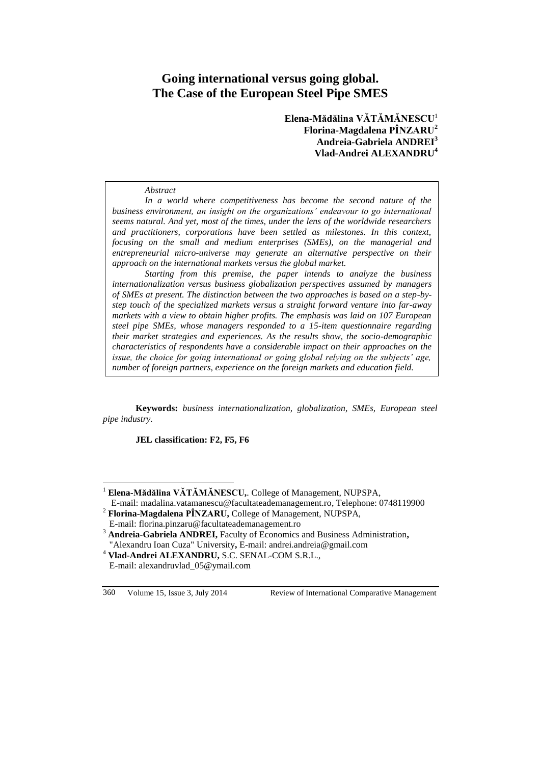# Going international versus going global. The Case of the European Steel Pipe SMES

**Elena-Mădălina VĂTĂMĂNESCU**[1]
**Florina-Magdalena PÎNZARU**[2]
**Andreia-Gabriela ANDREI**[3]
**Vlad-Andrei ALEXANDRU**[4]

> *Abstract*
>
> *In a world where competitiveness has become the second nature of the business environment, an insight on the organizations' endeavour to go international seems natural. And yet, most of the times, under the lens of the worldwide researchers and practitioners, corporations have been settled as milestones. In this context, focusing on the small and medium enterprises (SMEs), on the managerial and entrepreneurial micro-universe may generate an alternative perspective on their approach on the international markets versus the global market.*
>
> *Starting from this premise, the paper intends to analyze the business internationalization versus business globalization perspectives assumed by managers of SMEs at present. The distinction between the two approaches is based on a step-by-step touch of the specialized markets versus a straight forward venture into far-away markets with a view to obtain higher profits. The emphasis was laid on 107 European steel pipe SMEs, whose managers responded to a 15-item questionnaire regarding their market strategies and experiences. As the results show, the socio-demographic characteristics of respondents have a considerable impact on their approaches on the issue, the choice for going international or going global relying on the subjects' age, number of foreign partners, experience on the foreign markets and education field.*

**Keywords:** *business internationalization, globalization, SMEs, European steel pipe industry.*

**JEL classification: F2, F5, F6**

---

[1] **Elena-Mădălina VĂTĂMĂNESCU,**. College of Management, NUPSPA, E-mail: madalina.vatamanescu@facultateademanagement.ro, Telephone: 0748119900

[2] **Florina-Magdalena PÎNZARU,** College of Management, NUPSPA, E-mail: florina.pinzaru@facultateademanagement.ro

[3] **Andreia-Gabriela ANDREI,** Faculty of Economics and Business Administration**,** "Alexandru Ioan Cuza" University**,** E-mail: andrei.andreia@gmail.com

[4] **Vlad-Andrei ALEXANDRU,** S.C. SENAL-COM S.R.L., E-mail: alexandruvlad_05@ymail.com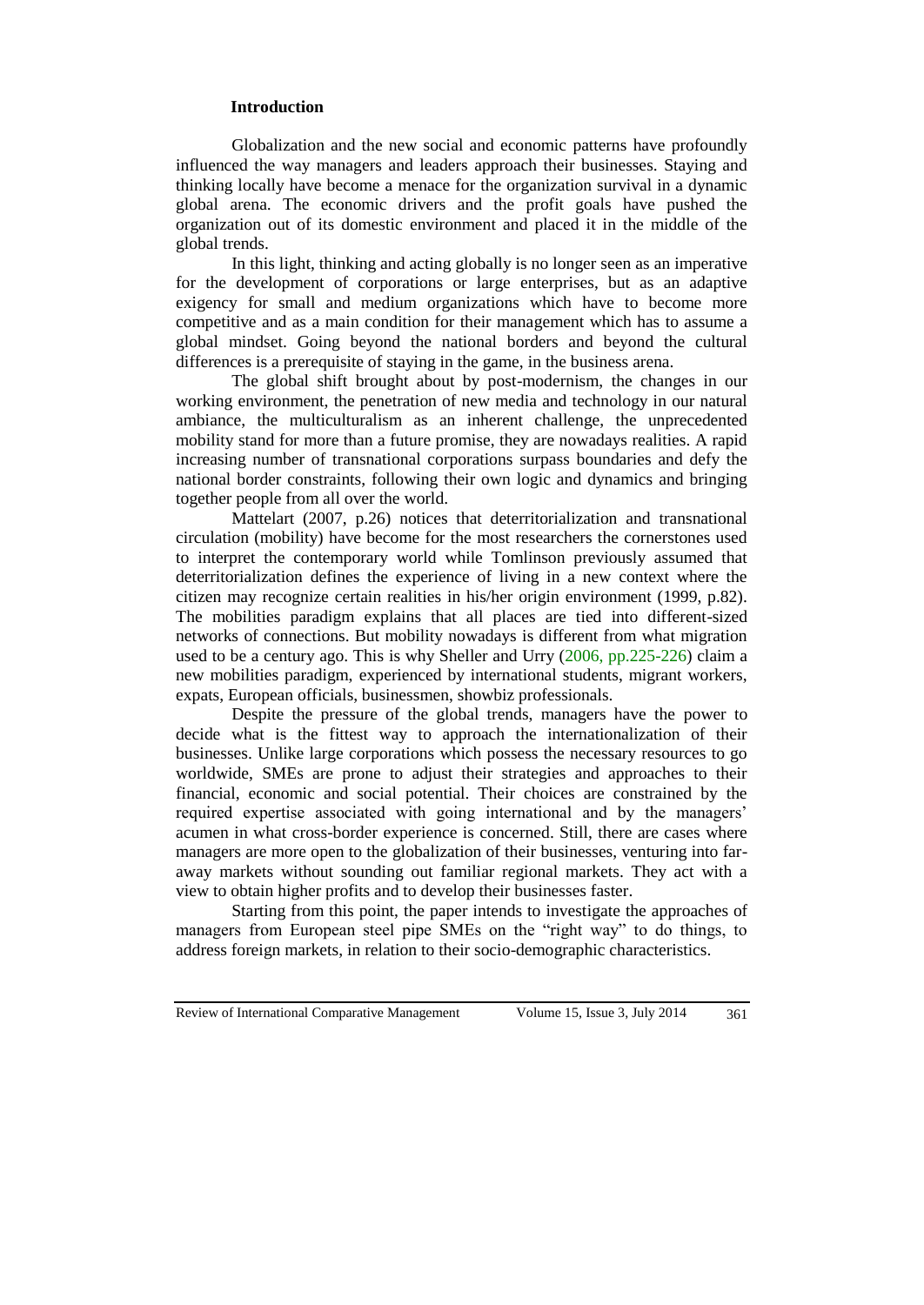## Introduction

Globalization and the new social and economic patterns have profoundly influenced the way managers and leaders approach their businesses. Staying and thinking locally have become a menace for the organization survival in a dynamic global arena. The economic drivers and the profit goals have pushed the organization out of its domestic environment and placed it in the middle of the global trends.

In this light, thinking and acting globally is no longer seen as an imperative for the development of corporations or large enterprises, but as an adaptive exigency for small and medium organizations which have to become more competitive and as a main condition for their management which has to assume a global mindset. Going beyond the national borders and beyond the cultural differences is a prerequisite of staying in the game, in the business arena.

The global shift brought about by post-modernism, the changes in our working environment, the penetration of new media and technology in our natural ambiance, the multiculturalism as an inherent challenge, the unprecedented mobility stand for more than a future promise, they are nowadays realities. A rapid increasing number of transnational corporations surpass boundaries and defy the national border constraints, following their own logic and dynamics and bringing together people from all over the world.

Mattelart (2007, p.26) notices that deterritorialization and transnational circulation (mobility) have become for the most researchers the cornerstones used to interpret the contemporary world while Tomlinson previously assumed that deterritorialization defines the experience of living in a new context where the citizen may recognize certain realities in his/her origin environment (1999, p.82). The mobilities paradigm explains that all places are tied into different-sized networks of connections. But mobility nowadays is different from what migration used to be a century ago. This is why Sheller and Urry (2006, pp.225-226) claim a new mobilities paradigm, experienced by international students, migrant workers, expats, European officials, businessmen, showbiz professionals.

Despite the pressure of the global trends, managers have the power to decide what is the fittest way to approach the internationalization of their businesses. Unlike large corporations which possess the necessary resources to go worldwide, SMEs are prone to adjust their strategies and approaches to their financial, economic and social potential. Their choices are constrained by the required expertise associated with going international and by the managers' acumen in what cross-border experience is concerned. Still, there are cases where managers are more open to the globalization of their businesses, venturing into far-away markets without sounding out familiar regional markets. They act with a view to obtain higher profits and to develop their businesses faster.

Starting from this point, the paper intends to investigate the approaches of managers from European steel pipe SMEs on the "right way" to do things, to address foreign markets, in relation to their socio-demographic characteristics.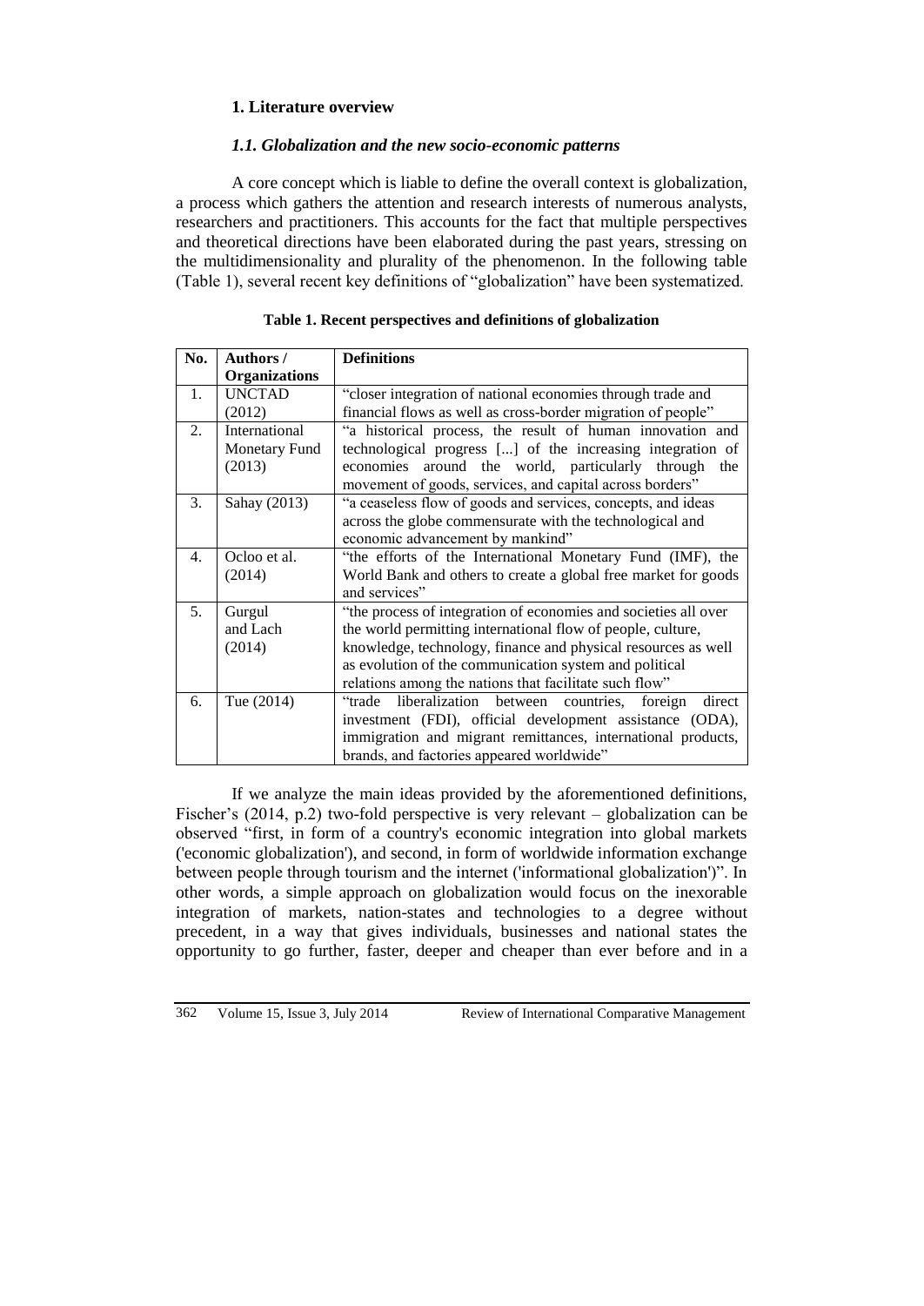## 1. Literature overview

### *1.1. Globalization and the new socio-economic patterns*

A core concept which is liable to define the overall context is globalization, a process which gathers the attention and research interests of numerous analysts, researchers and practitioners. This accounts for the fact that multiple perspectives and theoretical directions have been elaborated during the past years, stressing on the multidimensionality and plurality of the phenomenon. In the following table (Table 1), several recent key definitions of "globalization" have been systematized.

**Table 1. Recent perspectives and definitions of globalization**

| No. | Authors / Organizations | Definitions |
|---|---|---|
| 1. | UNCTAD (2012) | "closer integration of national economies through trade and financial flows as well as cross-border migration of people" |
| 2. | International Monetary Fund (2013) | "a historical process, the result of human innovation and technological progress [...] of the increasing integration of economies around the world, particularly through the movement of goods, services, and capital across borders" |
| 3. | Sahay (2013) | "a ceaseless flow of goods and services, concepts, and ideas across the globe commensurate with the technological and economic advancement by mankind" |
| 4. | Ocloo et al. (2014) | "the efforts of the International Monetary Fund (IMF), the World Bank and others to create a global free market for goods and services" |
| 5. | Gurgul and Lach (2014) | "the process of integration of economies and societies all over the world permitting international flow of people, culture, knowledge, technology, finance and physical resources as well as evolution of the communication system and political relations among the nations that facilitate such flow" |
| 6. | Tue (2014) | "trade liberalization between countries, foreign direct investment (FDI), official development assistance (ODA), immigration and migrant remittances, international products, brands, and factories appeared worldwide" |

If we analyze the main ideas provided by the aforementioned definitions, Fischer's (2014, p.2) two-fold perspective is very relevant – globalization can be observed "first, in form of a country's economic integration into global markets ('economic globalization'), and second, in form of worldwide information exchange between people through tourism and the internet ('informational globalization')". In other words, a simple approach on globalization would focus on the inexorable integration of markets, nation-states and technologies to a degree without precedent, in a way that gives individuals, businesses and national states the opportunity to go further, faster, deeper and cheaper than ever before and in a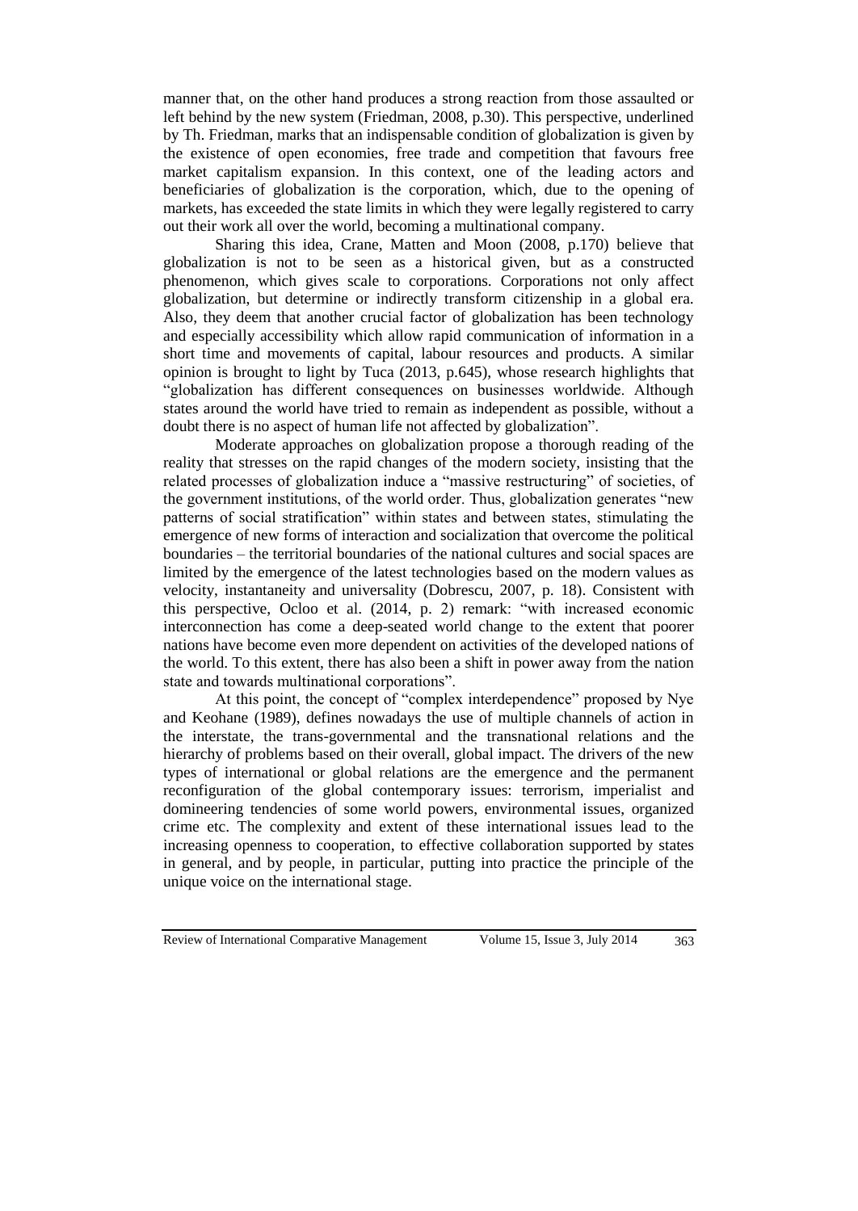manner that, on the other hand produces a strong reaction from those assaulted or left behind by the new system (Friedman, 2008, p.30). This perspective, underlined by Th. Friedman, marks that an indispensable condition of globalization is given by the existence of open economies, free trade and competition that favours free market capitalism expansion. In this context, one of the leading actors and beneficiaries of globalization is the corporation, which, due to the opening of markets, has exceeded the state limits in which they were legally registered to carry out their work all over the world, becoming a multinational company.

Sharing this idea, Crane, Matten and Moon (2008, p.170) believe that globalization is not to be seen as a historical given, but as a constructed phenomenon, which gives scale to corporations. Corporations not only affect globalization, but determine or indirectly transform citizenship in a global era. Also, they deem that another crucial factor of globalization has been technology and especially accessibility which allow rapid communication of information in a short time and movements of capital, labour resources and products. A similar opinion is brought to light by Tuca (2013, p.645), whose research highlights that "globalization has different consequences on businesses worldwide. Although states around the world have tried to remain as independent as possible, without a doubt there is no aspect of human life not affected by globalization".

Moderate approaches on globalization propose a thorough reading of the reality that stresses on the rapid changes of the modern society, insisting that the related processes of globalization induce a "massive restructuring" of societies, of the government institutions, of the world order. Thus, globalization generates "new patterns of social stratification" within states and between states, stimulating the emergence of new forms of interaction and socialization that overcome the political boundaries – the territorial boundaries of the national cultures and social spaces are limited by the emergence of the latest technologies based on the modern values as velocity, instantaneity and universality (Dobrescu, 2007, p. 18). Consistent with this perspective, Ocloo et al. (2014, p. 2) remark: "with increased economic interconnection has come a deep-seated world change to the extent that poorer nations have become even more dependent on activities of the developed nations of the world. To this extent, there has also been a shift in power away from the nation state and towards multinational corporations".

At this point, the concept of "complex interdependence" proposed by Nye and Keohane (1989), defines nowadays the use of multiple channels of action in the interstate, the trans-governmental and the transnational relations and the hierarchy of problems based on their overall, global impact. The drivers of the new types of international or global relations are the emergence and the permanent reconfiguration of the global contemporary issues: terrorism, imperialist and domineering tendencies of some world powers, environmental issues, organized crime etc. The complexity and extent of these international issues lead to the increasing openness to cooperation, to effective collaboration supported by states in general, and by people, in particular, putting into practice the principle of the unique voice on the international stage.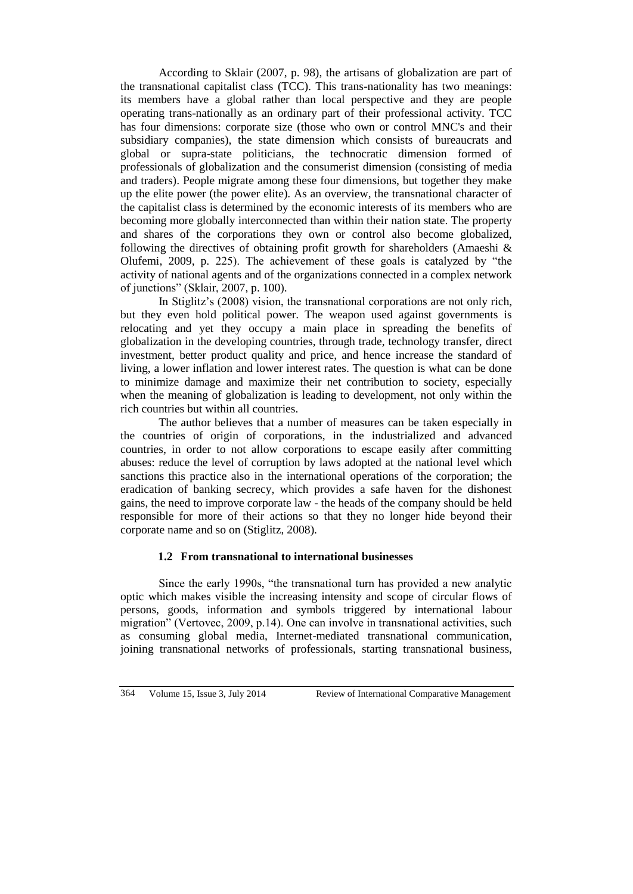According to Sklair (2007, p. 98), the artisans of globalization are part of the transnational capitalist class (TCC). This trans-nationality has two meanings: its members have a global rather than local perspective and they are people operating trans-nationally as an ordinary part of their professional activity. TCC has four dimensions: corporate size (those who own or control MNC's and their subsidiary companies), the state dimension which consists of bureaucrats and global or supra-state politicians, the technocratic dimension formed of professionals of globalization and the consumerist dimension (consisting of media and traders). People migrate among these four dimensions, but together they make up the elite power (the power elite). As an overview, the transnational character of the capitalist class is determined by the economic interests of its members who are becoming more globally interconnected than within their nation state. The property and shares of the corporations they own or control also become globalized, following the directives of obtaining profit growth for shareholders (Amaeshi & Olufemi, 2009, p. 225). The achievement of these goals is catalyzed by "the activity of national agents and of the organizations connected in a complex network of junctions" (Sklair, 2007, p. 100).

In Stiglitz's (2008) vision, the transnational corporations are not only rich, but they even hold political power. The weapon used against governments is relocating and yet they occupy a main place in spreading the benefits of globalization in the developing countries, through trade, technology transfer, direct investment, better product quality and price, and hence increase the standard of living, a lower inflation and lower interest rates. The question is what can be done to minimize damage and maximize their net contribution to society, especially when the meaning of globalization is leading to development, not only within the rich countries but within all countries.

The author believes that a number of measures can be taken especially in the countries of origin of corporations, in the industrialized and advanced countries, in order to not allow corporations to escape easily after committing abuses: reduce the level of corruption by laws adopted at the national level which sanctions this practice also in the international operations of the corporation; the eradication of banking secrecy, which provides a safe haven for the dishonest gains, the need to improve corporate law - the heads of the company should be held responsible for more of their actions so that they no longer hide beyond their corporate name and so on (Stiglitz, 2008).

### 1.2 From transnational to international businesses

Since the early 1990s, "the transnational turn has provided a new analytic optic which makes visible the increasing intensity and scope of circular flows of persons, goods, information and symbols triggered by international labour migration" (Vertovec, 2009, p.14). One can involve in transnational activities, such as consuming global media, Internet-mediated transnational communication, joining transnational networks of professionals, starting transnational business,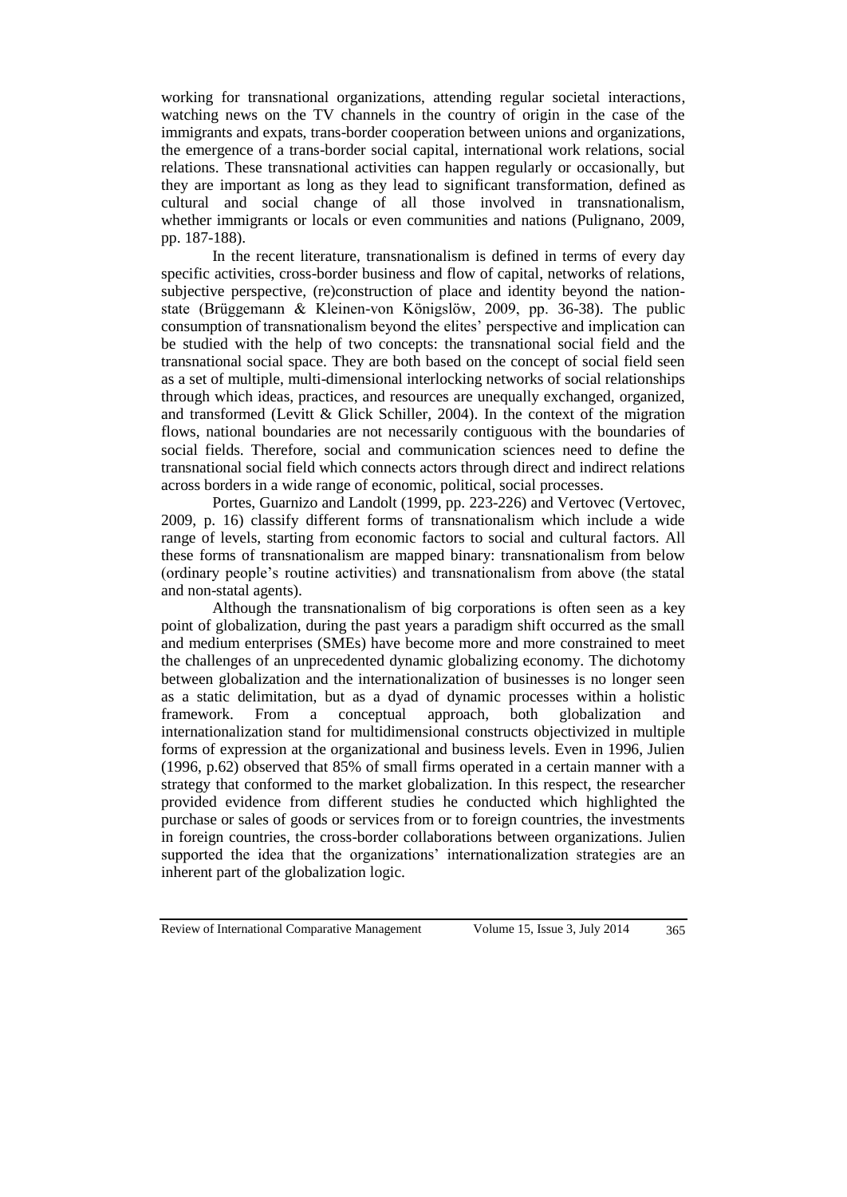working for transnational organizations, attending regular societal interactions, watching news on the TV channels in the country of origin in the case of the immigrants and expats, trans-border cooperation between unions and organizations, the emergence of a trans-border social capital, international work relations, social relations. These transnational activities can happen regularly or occasionally, but they are important as long as they lead to significant transformation, defined as cultural and social change of all those involved in transnationalism, whether immigrants or locals or even communities and nations (Pulignano, 2009, pp. 187-188).

In the recent literature, transnationalism is defined in terms of every day specific activities, cross-border business and flow of capital, networks of relations, subjective perspective, (re)construction of place and identity beyond the nation-state (Brüggemann & Kleinen-von Königslöw, 2009, pp. 36-38). The public consumption of transnationalism beyond the elites' perspective and implication can be studied with the help of two concepts: the transnational social field and the transnational social space. They are both based on the concept of social field seen as a set of multiple, multi-dimensional interlocking networks of social relationships through which ideas, practices, and resources are unequally exchanged, organized, and transformed (Levitt & Glick Schiller, 2004). In the context of the migration flows, national boundaries are not necessarily contiguous with the boundaries of social fields. Therefore, social and communication sciences need to define the transnational social field which connects actors through direct and indirect relations across borders in a wide range of economic, political, social processes.

Portes, Guarnizo and Landolt (1999, pp. 223-226) and Vertovec (Vertovec, 2009, p. 16) classify different forms of transnationalism which include a wide range of levels, starting from economic factors to social and cultural factors. All these forms of transnationalism are mapped binary: transnationalism from below (ordinary people's routine activities) and transnationalism from above (the statal and non-statal agents).

Although the transnationalism of big corporations is often seen as a key point of globalization, during the past years a paradigm shift occurred as the small and medium enterprises (SMEs) have become more and more constrained to meet the challenges of an unprecedented dynamic globalizing economy. The dichotomy between globalization and the internationalization of businesses is no longer seen as a static delimitation, but as a dyad of dynamic processes within a holistic framework. From a conceptual approach, both globalization and internationalization stand for multidimensional constructs objectivized in multiple forms of expression at the organizational and business levels. Even in 1996, Julien (1996, p.62) observed that 85% of small firms operated in a certain manner with a strategy that conformed to the market globalization. In this respect, the researcher provided evidence from different studies he conducted which highlighted the purchase or sales of goods or services from or to foreign countries, the investments in foreign countries, the cross-border collaborations between organizations. Julien supported the idea that the organizations' internationalization strategies are an inherent part of the globalization logic.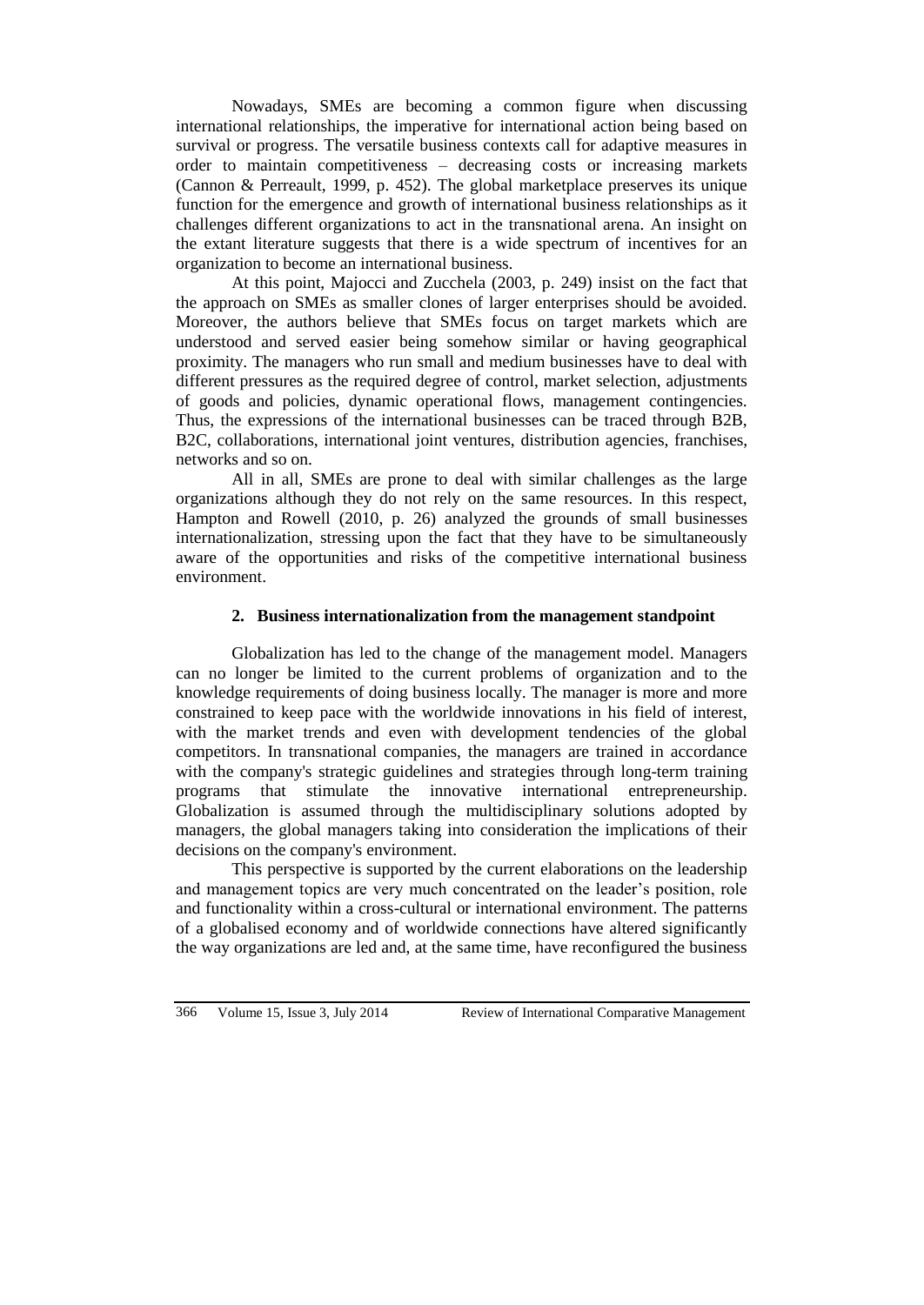Nowadays, SMEs are becoming a common figure when discussing international relationships, the imperative for international action being based on survival or progress. The versatile business contexts call for adaptive measures in order to maintain competitiveness – decreasing costs or increasing markets (Cannon & Perreault, 1999, p. 452). The global marketplace preserves its unique function for the emergence and growth of international business relationships as it challenges different organizations to act in the transnational arena. An insight on the extant literature suggests that there is a wide spectrum of incentives for an organization to become an international business.

At this point, Majocci and Zucchela (2003, p. 249) insist on the fact that the approach on SMEs as smaller clones of larger enterprises should be avoided. Moreover, the authors believe that SMEs focus on target markets which are understood and served easier being somehow similar or having geographical proximity. The managers who run small and medium businesses have to deal with different pressures as the required degree of control, market selection, adjustments of goods and policies, dynamic operational flows, management contingencies. Thus, the expressions of the international businesses can be traced through B2B, B2C, collaborations, international joint ventures, distribution agencies, franchises, networks and so on.

All in all, SMEs are prone to deal with similar challenges as the large organizations although they do not rely on the same resources. In this respect, Hampton and Rowell (2010, p. 26) analyzed the grounds of small businesses internationalization, stressing upon the fact that they have to be simultaneously aware of the opportunities and risks of the competitive international business environment.

## 2. Business internationalization from the management standpoint

Globalization has led to the change of the management model. Managers can no longer be limited to the current problems of organization and to the knowledge requirements of doing business locally. The manager is more and more constrained to keep pace with the worldwide innovations in his field of interest, with the market trends and even with development tendencies of the global competitors. In transnational companies, the managers are trained in accordance with the company's strategic guidelines and strategies through long-term training programs that stimulate the innovative international entrepreneurship. Globalization is assumed through the multidisciplinary solutions adopted by managers, the global managers taking into consideration the implications of their decisions on the company's environment.

This perspective is supported by the current elaborations on the leadership and management topics are very much concentrated on the leader's position, role and functionality within a cross-cultural or international environment. The patterns of a globalised economy and of worldwide connections have altered significantly the way organizations are led and, at the same time, have reconfigured the business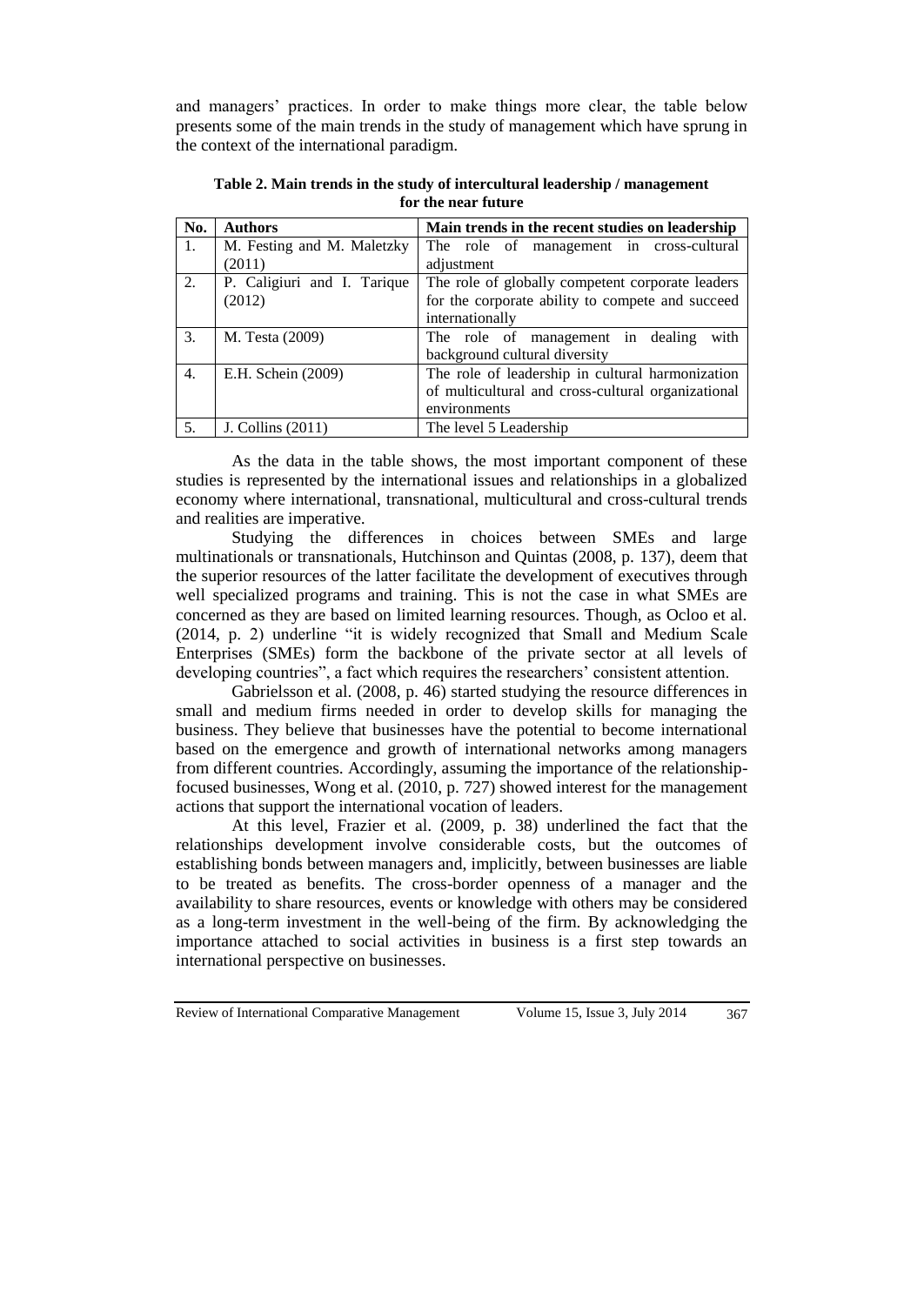and managers' practices. In order to make things more clear, the table below presents some of the main trends in the study of management which have sprung in the context of the international paradigm.

**Table 2. Main trends in the study of intercultural leadership / management for the near future**

| No. | Authors | Main trends in the recent studies on leadership |
|---|---|---|
| 1. | M. Festing and M. Maletzky (2011) | The role of management in cross-cultural adjustment |
| 2. | P. Caligiuri and I. Tarique (2012) | The role of globally competent corporate leaders for the corporate ability to compete and succeed internationally |
| 3. | M. Testa (2009) | The role of management in dealing with background cultural diversity |
| 4. | E.H. Schein (2009) | The role of leadership in cultural harmonization of multicultural and cross-cultural organizational environments |
| 5. | J. Collins (2011) | The level 5 Leadership |

As the data in the table shows, the most important component of these studies is represented by the international issues and relationships in a globalized economy where international, transnational, multicultural and cross-cultural trends and realities are imperative.

Studying the differences in choices between SMEs and large multinationals or transnationals, Hutchinson and Quintas (2008, p. 137), deem that the superior resources of the latter facilitate the development of executives through well specialized programs and training. This is not the case in what SMEs are concerned as they are based on limited learning resources. Though, as Ocloo et al. (2014, p. 2) underline "it is widely recognized that Small and Medium Scale Enterprises (SMEs) form the backbone of the private sector at all levels of developing countries", a fact which requires the researchers' consistent attention.

Gabrielsson et al. (2008, p. 46) started studying the resource differences in small and medium firms needed in order to develop skills for managing the business. They believe that businesses have the potential to become international based on the emergence and growth of international networks among managers from different countries. Accordingly, assuming the importance of the relationship-focused businesses, Wong et al. (2010, p. 727) showed interest for the management actions that support the international vocation of leaders.

At this level, Frazier et al. (2009, p. 38) underlined the fact that the relationships development involve considerable costs, but the outcomes of establishing bonds between managers and, implicitly, between businesses are liable to be treated as benefits. The cross-border openness of a manager and the availability to share resources, events or knowledge with others may be considered as a long-term investment in the well-being of the firm. By acknowledging the importance attached to social activities in business is a first step towards an international perspective on businesses.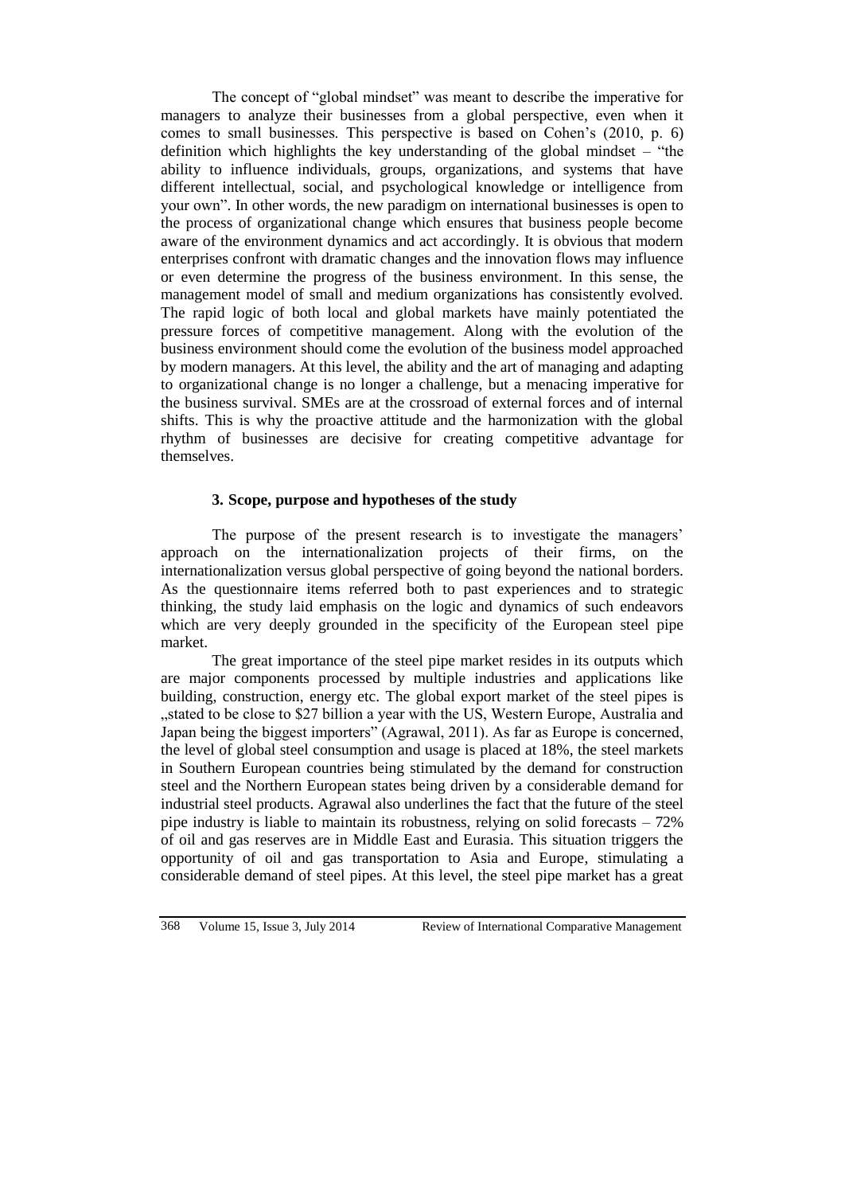The concept of "global mindset" was meant to describe the imperative for managers to analyze their businesses from a global perspective, even when it comes to small businesses. This perspective is based on Cohen's (2010, p. 6) definition which highlights the key understanding of the global mindset – "the ability to influence individuals, groups, organizations, and systems that have different intellectual, social, and psychological knowledge or intelligence from your own". In other words, the new paradigm on international businesses is open to the process of organizational change which ensures that business people become aware of the environment dynamics and act accordingly. It is obvious that modern enterprises confront with dramatic changes and the innovation flows may influence or even determine the progress of the business environment. In this sense, the management model of small and medium organizations has consistently evolved. The rapid logic of both local and global markets have mainly potentiated the pressure forces of competitive management. Along with the evolution of the business environment should come the evolution of the business model approached by modern managers. At this level, the ability and the art of managing and adapting to organizational change is no longer a challenge, but a menacing imperative for the business survival. SMEs are at the crossroad of external forces and of internal shifts. This is why the proactive attitude and the harmonization with the global rhythm of businesses are decisive for creating competitive advantage for themselves.

## 3. Scope, purpose and hypotheses of the study

The purpose of the present research is to investigate the managers' approach on the internationalization projects of their firms, on the internationalization versus global perspective of going beyond the national borders. As the questionnaire items referred both to past experiences and to strategic thinking, the study laid emphasis on the logic and dynamics of such endeavors which are very deeply grounded in the specificity of the European steel pipe market.

The great importance of the steel pipe market resides in its outputs which are major components processed by multiple industries and applications like building, construction, energy etc. The global export market of the steel pipes is „stated to be close to $27 billion a year with the US, Western Europe, Australia and Japan being the biggest importers" (Agrawal, 2011). As far as Europe is concerned, the level of global steel consumption and usage is placed at 18%, the steel markets in Southern European countries being stimulated by the demand for construction steel and the Northern European states being driven by a considerable demand for industrial steel products. Agrawal also underlines the fact that the future of the steel pipe industry is liable to maintain its robustness, relying on solid forecasts – 72% of oil and gas reserves are in Middle East and Eurasia. This situation triggers the opportunity of oil and gas transportation to Asia and Europe, stimulating a considerable demand of steel pipes. At this level, the steel pipe market has a great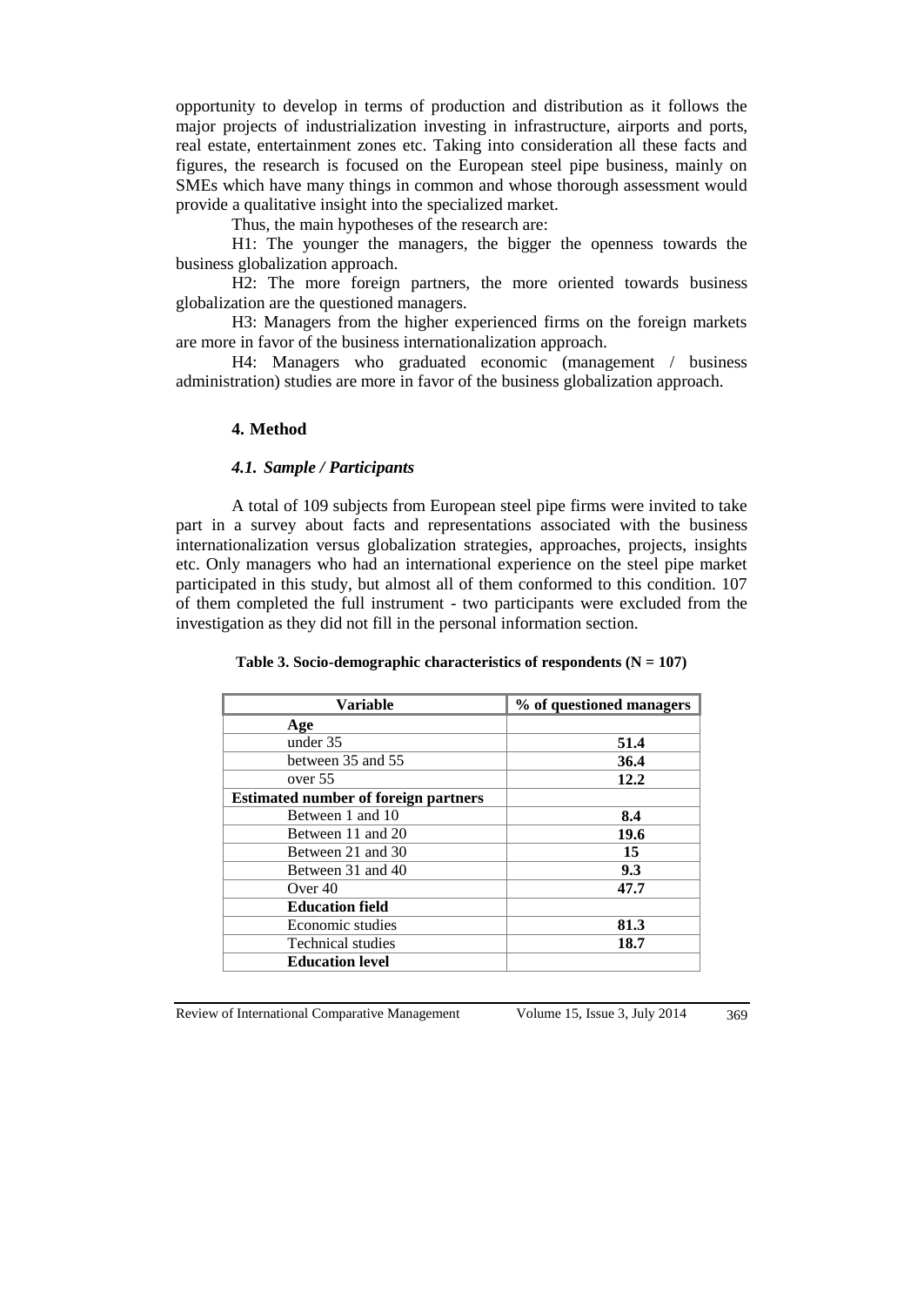opportunity to develop in terms of production and distribution as it follows the major projects of industrialization investing in infrastructure, airports and ports, real estate, entertainment zones etc. Taking into consideration all these facts and figures, the research is focused on the European steel pipe business, mainly on SMEs which have many things in common and whose thorough assessment would provide a qualitative insight into the specialized market.

Thus, the main hypotheses of the research are:

H1: The younger the managers, the bigger the openness towards the business globalization approach.

H2: The more foreign partners, the more oriented towards business globalization are the questioned managers.

H3: Managers from the higher experienced firms on the foreign markets are more in favor of the business internationalization approach.

H4: Managers who graduated economic (management / business administration) studies are more in favor of the business globalization approach.

## 4. Method

### *4.1. Sample / Participants*

A total of 109 subjects from European steel pipe firms were invited to take part in a survey about facts and representations associated with the business internationalization versus globalization strategies, approaches, projects, insights etc. Only managers who had an international experience on the steel pipe market participated in this study, but almost all of them conformed to this condition. 107 of them completed the full instrument - two participants were excluded from the investigation as they did not fill in the personal information section.

**Table 3. Socio-demographic characteristics of respondents (N = 107)**

| Variable | % of questioned managers |
|---|---|
| **Age** | |
| under 35 | **51.4** |
| between 35 and 55 | **36.4** |
| over 55 | **12.2** |
| **Estimated number of foreign partners** | |
| Between 1 and 10 | **8.4** |
| Between 11 and 20 | **19.6** |
| Between 21 and 30 | **15** |
| Between 31 and 40 | **9.3** |
| Over 40 | **47.7** |
| **Education field** | |
| Economic studies | **81.3** |
| Technical studies | **18.7** |
| **Education level** | |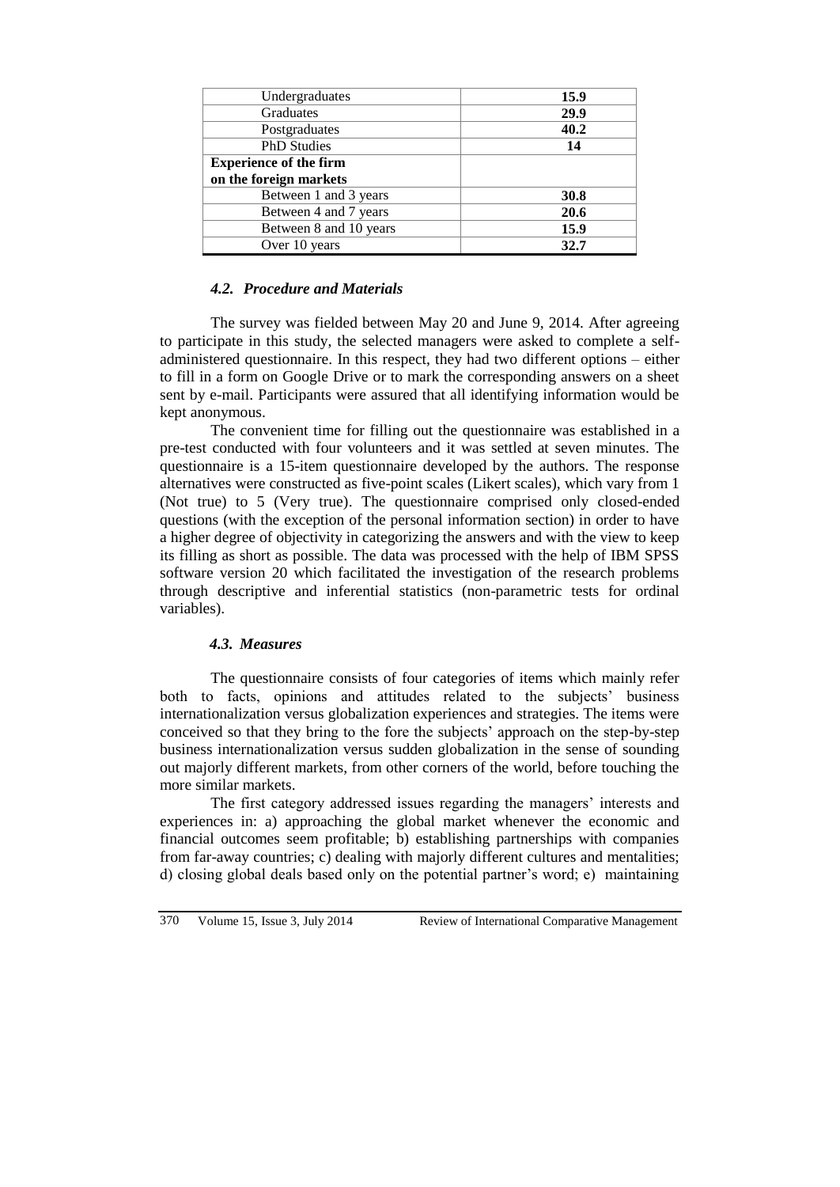| | |
|---|---|
| Undergraduates | **15.9** |
| Graduates | **29.9** |
| Postgraduates | **40.2** |
| PhD Studies | **14** |
| **Experience of the firm on the foreign markets** | |
| Between 1 and 3 years | **30.8** |
| Between 4 and 7 years | **20.6** |
| Between 8 and 10 years | **15.9** |
| Over 10 years | **32.7** |

### *4.2. Procedure and Materials*

The survey was fielded between May 20 and June 9, 2014. After agreeing to participate in this study, the selected managers were asked to complete a self-administered questionnaire. In this respect, they had two different options – either to fill in a form on Google Drive or to mark the corresponding answers on a sheet sent by e-mail. Participants were assured that all identifying information would be kept anonymous.

The convenient time for filling out the questionnaire was established in a pre-test conducted with four volunteers and it was settled at seven minutes. The questionnaire is a 15-item questionnaire developed by the authors. The response alternatives were constructed as five-point scales (Likert scales), which vary from 1 (Not true) to 5 (Very true). The questionnaire comprised only closed-ended questions (with the exception of the personal information section) in order to have a higher degree of objectivity in categorizing the answers and with the view to keep its filling as short as possible. The data was processed with the help of IBM SPSS software version 20 which facilitated the investigation of the research problems through descriptive and inferential statistics (non-parametric tests for ordinal variables).

### *4.3. Measures*

The questionnaire consists of four categories of items which mainly refer both to facts, opinions and attitudes related to the subjects' business internationalization versus globalization experiences and strategies. The items were conceived so that they bring to the fore the subjects' approach on the step-by-step business internationalization versus sudden globalization in the sense of sounding out majorly different markets, from other corners of the world, before touching the more similar markets.

The first category addressed issues regarding the managers' interests and experiences in: a) approaching the global market whenever the economic and financial outcomes seem profitable; b) establishing partnerships with companies from far-away countries; c) dealing with majorly different cultures and mentalities; d) closing global deals based only on the potential partner's word; e) maintaining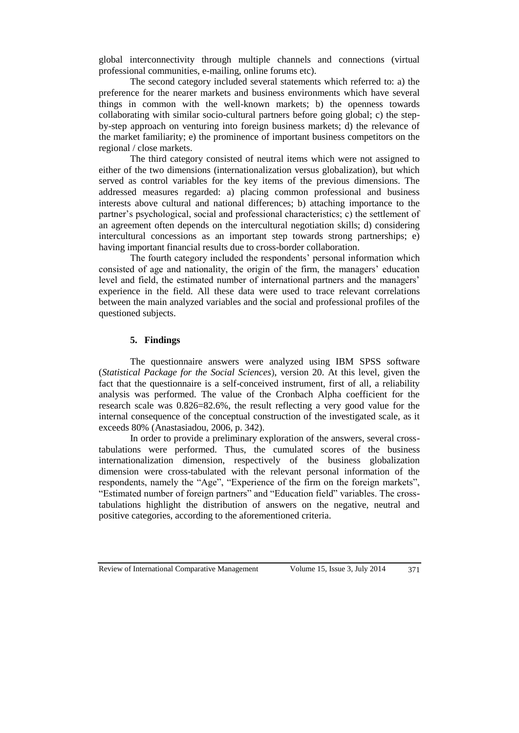global interconnectivity through multiple channels and connections (virtual professional communities, e-mailing, online forums etc).

The second category included several statements which referred to: a) the preference for the nearer markets and business environments which have several things in common with the well-known markets; b) the openness towards collaborating with similar socio-cultural partners before going global; c) the step-by-step approach on venturing into foreign business markets; d) the relevance of the market familiarity; e) the prominence of important business competitors on the regional / close markets.

The third category consisted of neutral items which were not assigned to either of the two dimensions (internationalization versus globalization), but which served as control variables for the key items of the previous dimensions. The addressed measures regarded: a) placing common professional and business interests above cultural and national differences; b) attaching importance to the partner's psychological, social and professional characteristics; c) the settlement of an agreement often depends on the intercultural negotiation skills; d) considering intercultural concessions as an important step towards strong partnerships; e) having important financial results due to cross-border collaboration.

The fourth category included the respondents' personal information which consisted of age and nationality, the origin of the firm, the managers' education level and field, the estimated number of international partners and the managers' experience in the field. All these data were used to trace relevant correlations between the main analyzed variables and the social and professional profiles of the questioned subjects.

## 5. Findings

The questionnaire answers were analyzed using IBM SPSS software (*Statistical Package for the Social Sciences*), version 20. At this level, given the fact that the questionnaire is a self-conceived instrument, first of all, a reliability analysis was performed. The value of the Cronbach Alpha coefficient for the research scale was 0.826=82.6%, the result reflecting a very good value for the internal consequence of the conceptual construction of the investigated scale, as it exceeds 80% (Anastasiadou, 2006, p. 342).

In order to provide a preliminary exploration of the answers, several cross-tabulations were performed. Thus, the cumulated scores of the business internationalization dimension, respectively of the business globalization dimension were cross-tabulated with the relevant personal information of the respondents, namely the "Age", "Experience of the firm on the foreign markets", "Estimated number of foreign partners" and "Education field" variables. The cross-tabulations highlight the distribution of answers on the negative, neutral and positive categories, according to the aforementioned criteria.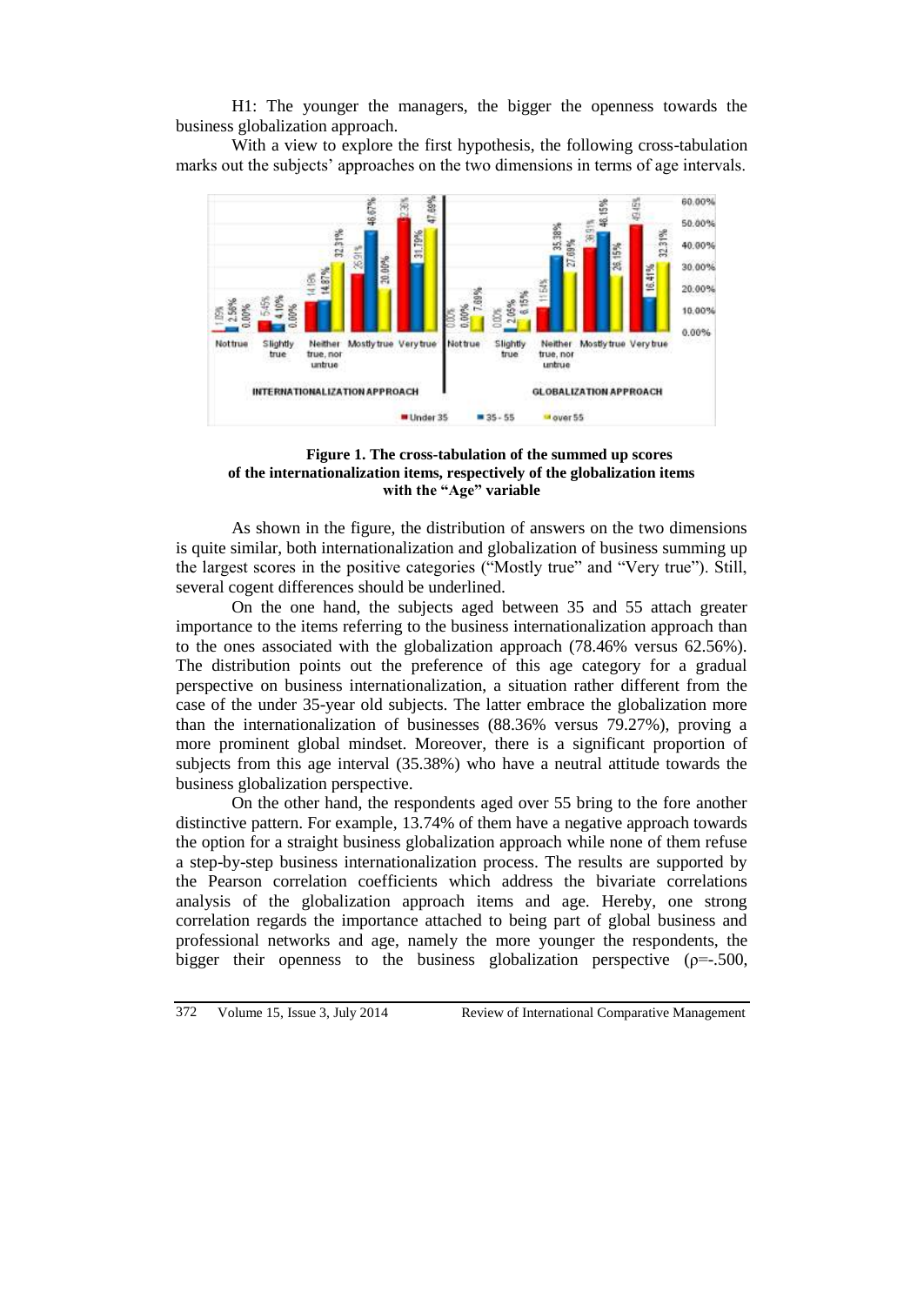H1: The younger the managers, the bigger the openness towards the business globalization approach.

With a view to explore the first hypothesis, the following cross-tabulation marks out the subjects' approaches on the two dimensions in terms of age intervals.

**Figure 1. The cross-tabulation of the summed up scores of the internationalization items, respectively of the globalization items with the "Age" variable**

As shown in the figure, the distribution of answers on the two dimensions is quite similar, both internationalization and globalization of business summing up the largest scores in the positive categories ("Mostly true" and "Very true"). Still, several cogent differences should be underlined.

On the one hand, the subjects aged between 35 and 55 attach greater importance to the items referring to the business internationalization approach than to the ones associated with the globalization approach (78.46% versus 62.56%). The distribution points out the preference of this age category for a gradual perspective on business internationalization, a situation rather different from the case of the under 35-year old subjects. The latter embrace the globalization more than the internationalization of businesses (88.36% versus 79.27%), proving a more prominent global mindset. Moreover, there is a significant proportion of subjects from this age interval (35.38%) who have a neutral attitude towards the business globalization perspective.

On the other hand, the respondents aged over 55 bring to the fore another distinctive pattern. For example, 13.74% of them have a negative approach towards the option for a straight business globalization approach while none of them refuse a step-by-step business internationalization process. The results are supported by the Pearson correlation coefficients which address the bivariate correlations analysis of the globalization approach items and age. Hereby, one strong correlation regards the importance attached to being part of global business and professional networks and age, namely the more younger the respondents, the bigger their openness to the business globalization perspective ($\rho$=-.500,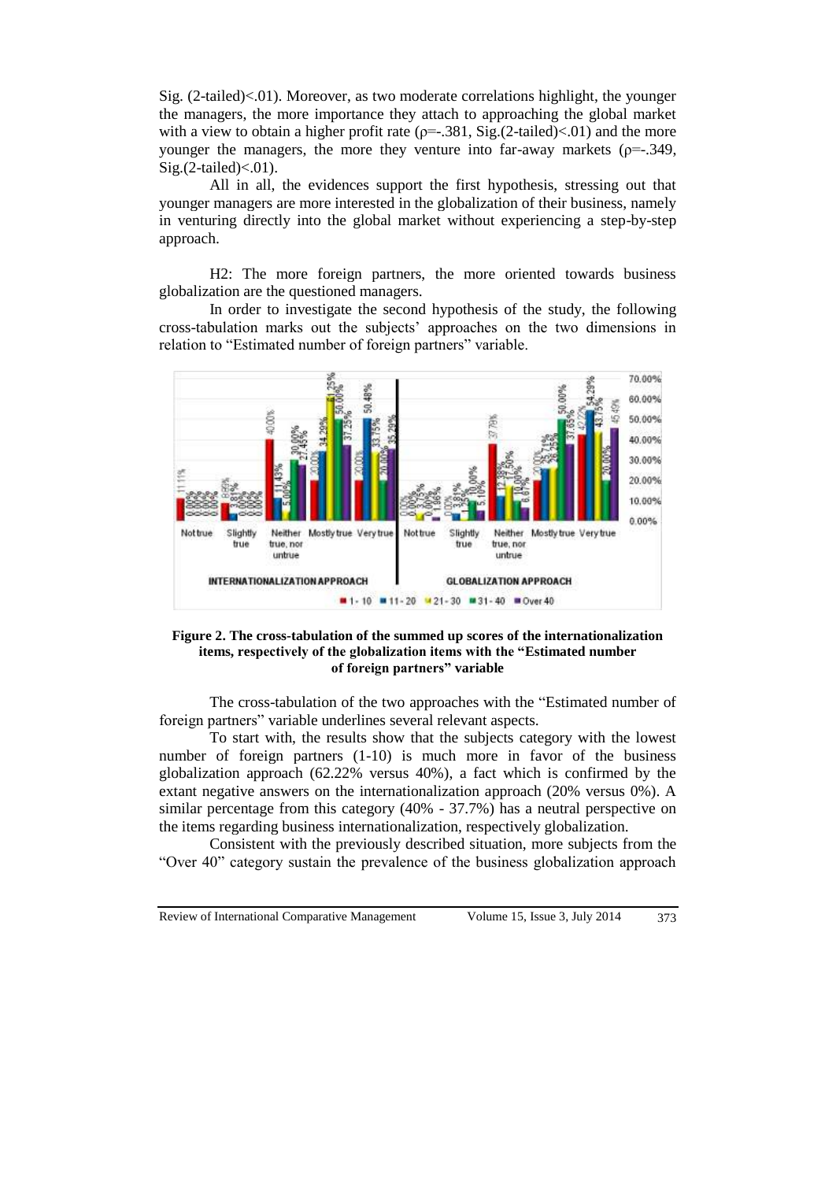Sig. (2-tailed)<.01). Moreover, as two moderate correlations highlight, the younger the managers, the more importance they attach to approaching the global market with a view to obtain a higher profit rate ($\rho$=-.381, Sig.(2-tailed)<.01) and the more younger the managers, the more they venture into far-away markets ($\rho$=-.349, Sig.(2-tailed)<.01).

All in all, the evidences support the first hypothesis, stressing out that younger managers are more interested in the globalization of their business, namely in venturing directly into the global market without experiencing a step-by-step approach.

H2: The more foreign partners, the more oriented towards business globalization are the questioned managers.

In order to investigate the second hypothesis of the study, the following cross-tabulation marks out the subjects' approaches on the two dimensions in relation to "Estimated number of foreign partners" variable.

**Figure 2. The cross-tabulation of the summed up scores of the internationalization items, respectively of the globalization items with the "Estimated number of foreign partners" variable**

The cross-tabulation of the two approaches with the "Estimated number of foreign partners" variable underlines several relevant aspects.

To start with, the results show that the subjects category with the lowest number of foreign partners (1-10) is much more in favor of the business globalization approach (62.22% versus 40%), a fact which is confirmed by the extant negative answers on the internationalization approach (20% versus 0%). A similar percentage from this category (40% - 37.7%) has a neutral perspective on the items regarding business internationalization, respectively globalization.

Consistent with the previously described situation, more subjects from the "Over 40" category sustain the prevalence of the business globalization approach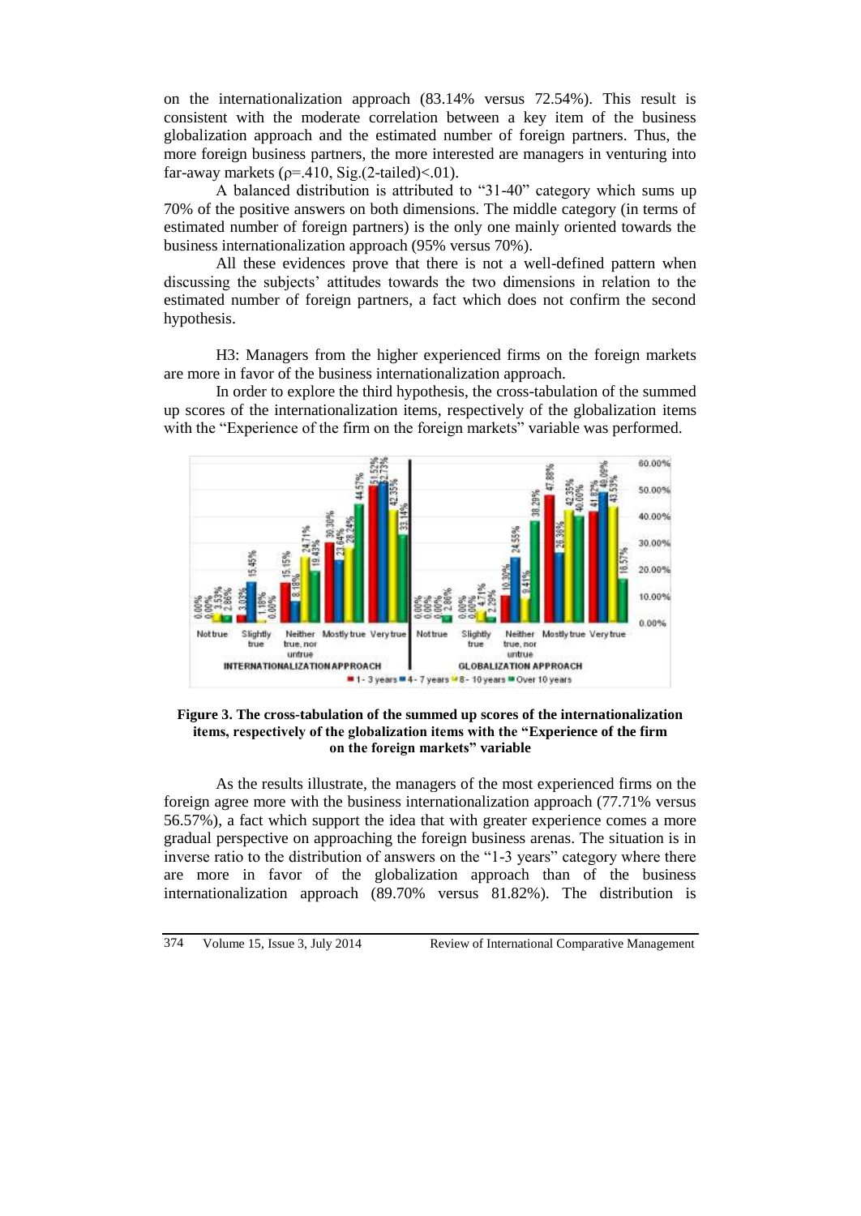on the internationalization approach (83.14% versus 72.54%). This result is consistent with the moderate correlation between a key item of the business globalization approach and the estimated number of foreign partners. Thus, the more foreign business partners, the more interested are managers in venturing into far-away markets ($\rho=.410$, Sig.(2-tailed)$<.01$).

A balanced distribution is attributed to "31-40" category which sums up 70% of the positive answers on both dimensions. The middle category (in terms of estimated number of foreign partners) is the only one mainly oriented towards the business internationalization approach (95% versus 70%).

All these evidences prove that there is not a well-defined pattern when discussing the subjects' attitudes towards the two dimensions in relation to the estimated number of foreign partners, a fact which does not confirm the second hypothesis.

H3: Managers from the higher experienced firms on the foreign markets are more in favor of the business internationalization approach.

In order to explore the third hypothesis, the cross-tabulation of the summed up scores of the internationalization items, respectively of the globalization items with the "Experience of the firm on the foreign markets" variable was performed.

**Figure 3. The cross-tabulation of the summed up scores of the internationalization items, respectively of the globalization items with the "Experience of the firm on the foreign markets" variable**

As the results illustrate, the managers of the most experienced firms on the foreign agree more with the business internationalization approach (77.71% versus 56.57%), a fact which support the idea that with greater experience comes a more gradual perspective on approaching the foreign business arenas. The situation is in inverse ratio to the distribution of answers on the "1-3 years" category where there are more in favor of the globalization approach than of the business internationalization approach (89.70% versus 81.82%). The distribution is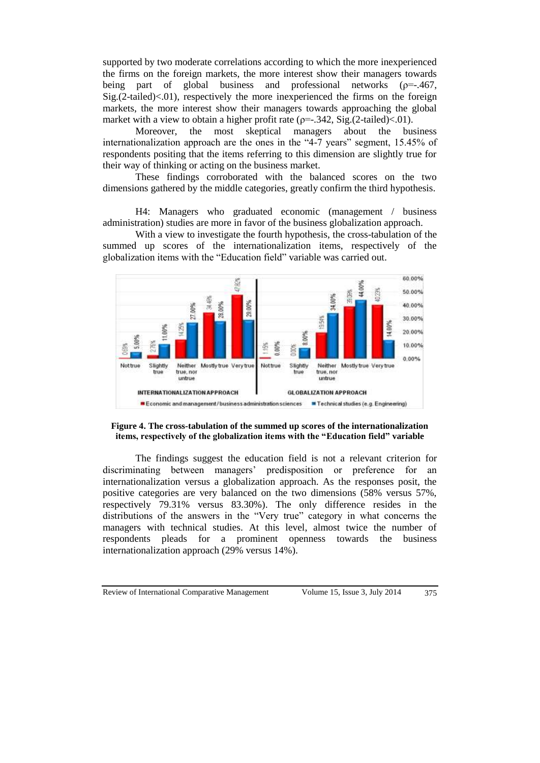supported by two moderate correlations according to which the more inexperienced the firms on the foreign markets, the more interest show their managers towards being part of global business and professional networks ($\rho$=-.467, Sig.(2-tailed)<.01), respectively the more inexperienced the firms on the foreign markets, the more interest show their managers towards approaching the global market with a view to obtain a higher profit rate ($\rho$=-.342, Sig.(2-tailed)<.01).

Moreover, the most skeptical managers about the business internationalization approach are the ones in the "4-7 years" segment, 15.45% of respondents positing that the items referring to this dimension are slightly true for their way of thinking or acting on the business market.

These findings corroborated with the balanced scores on the two dimensions gathered by the middle categories, greatly confirm the third hypothesis.

H4: Managers who graduated economic (management / business administration) studies are more in favor of the business globalization approach.

With a view to investigate the fourth hypothesis, the cross-tabulation of the summed up scores of the internationalization items, respectively of the globalization items with the "Education field" variable was carried out.

**Figure 4. The cross-tabulation of the summed up scores of the internationalization items, respectively of the globalization items with the "Education field" variable**

The findings suggest the education field is not a relevant criterion for discriminating between managers' predisposition or preference for an internationalization versus a globalization approach. As the responses posit, the positive categories are very balanced on the two dimensions (58% versus 57%, respectively 79.31% versus 83.30%). The only difference resides in the distributions of the answers in the "Very true" category in what concerns the managers with technical studies. At this level, almost twice the number of respondents pleads for a prominent openness towards the business internationalization approach (29% versus 14%).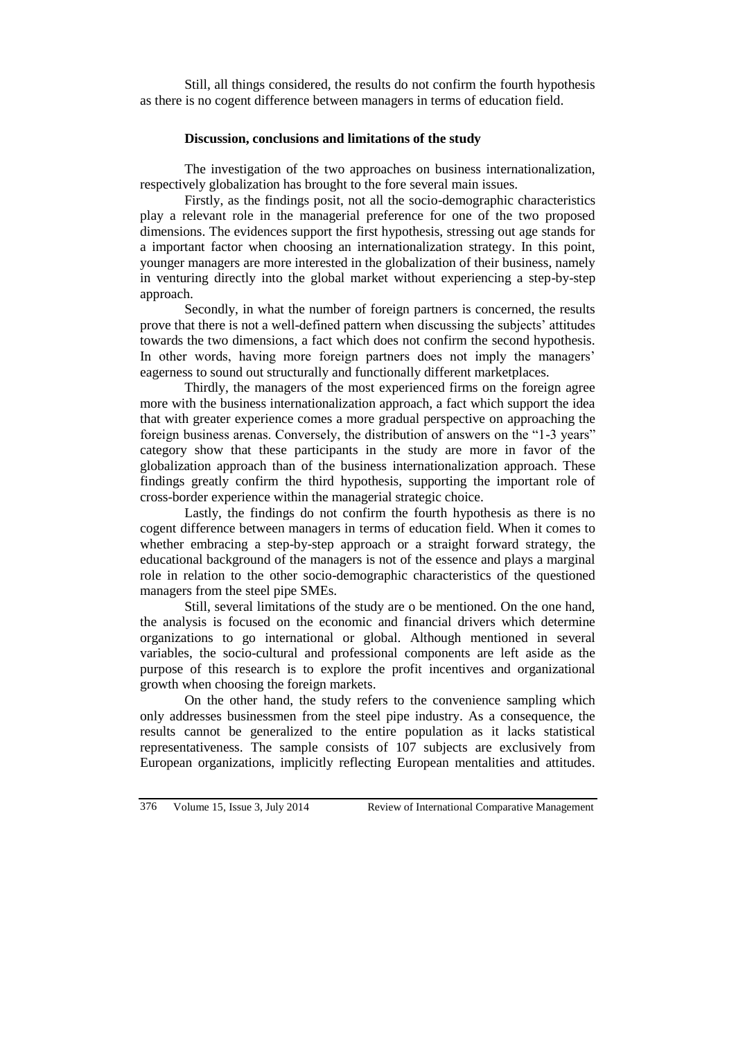Still, all things considered, the results do not confirm the fourth hypothesis as there is no cogent difference between managers in terms of education field.

## Discussion, conclusions and limitations of the study

The investigation of the two approaches on business internationalization, respectively globalization has brought to the fore several main issues.

Firstly, as the findings posit, not all the socio-demographic characteristics play a relevant role in the managerial preference for one of the two proposed dimensions. The evidences support the first hypothesis, stressing out age stands for a important factor when choosing an internationalization strategy. In this point, younger managers are more interested in the globalization of their business, namely in venturing directly into the global market without experiencing a step-by-step approach.

Secondly, in what the number of foreign partners is concerned, the results prove that there is not a well-defined pattern when discussing the subjects' attitudes towards the two dimensions, a fact which does not confirm the second hypothesis. In other words, having more foreign partners does not imply the managers' eagerness to sound out structurally and functionally different marketplaces.

Thirdly, the managers of the most experienced firms on the foreign agree more with the business internationalization approach, a fact which support the idea that with greater experience comes a more gradual perspective on approaching the foreign business arenas. Conversely, the distribution of answers on the "1-3 years" category show that these participants in the study are more in favor of the globalization approach than of the business internationalization approach. These findings greatly confirm the third hypothesis, supporting the important role of cross-border experience within the managerial strategic choice.

Lastly, the findings do not confirm the fourth hypothesis as there is no cogent difference between managers in terms of education field. When it comes to whether embracing a step-by-step approach or a straight forward strategy, the educational background of the managers is not of the essence and plays a marginal role in relation to the other socio-demographic characteristics of the questioned managers from the steel pipe SMEs.

Still, several limitations of the study are o be mentioned. On the one hand, the analysis is focused on the economic and financial drivers which determine organizations to go international or global. Although mentioned in several variables, the socio-cultural and professional components are left aside as the purpose of this research is to explore the profit incentives and organizational growth when choosing the foreign markets.

On the other hand, the study refers to the convenience sampling which only addresses businessmen from the steel pipe industry. As a consequence, the results cannot be generalized to the entire population as it lacks statistical representativeness. The sample consists of 107 subjects are exclusively from European organizations, implicitly reflecting European mentalities and attitudes.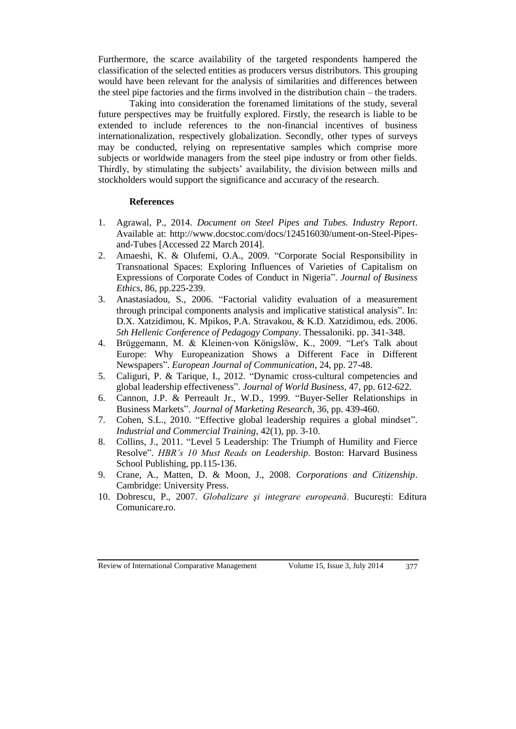Furthermore, the scarce availability of the targeted respondents hampered the classification of the selected entities as producers versus distributors. This grouping would have been relevant for the analysis of similarities and differences between the steel pipe factories and the firms involved in the distribution chain – the traders.

Taking into consideration the forenamed limitations of the study, several future perspectives may be fruitfully explored. Firstly, the research is liable to be extended to include references to the non-financial incentives of business internationalization, respectively globalization. Secondly, other types of surveys may be conducted, relying on representative samples which comprise more subjects or worldwide managers from the steel pipe industry or from other fields. Thirdly, by stimulating the subjects' availability, the division between mills and stockholders would support the significance and accuracy of the research.

**References**

1. Agrawal, P., 2014. *Document on Steel Pipes and Tubes. Industry Report*. Available at: http://www.docstoc.com/docs/124516030/ument-on-Steel-Pipes-and-Tubes [Accessed 22 March 2014].
2. Amaeshi, K. & Olufemi, O.A., 2009. "Corporate Social Responsibility in Transnational Spaces: Exploring Influences of Varieties of Capitalism on Expressions of Corporate Codes of Conduct in Nigeria". *Journal of Business Ethics*, 86, pp.225-239.
3. Anastasiadou, S., 2006. "Factorial validity evaluation of a measurement through principal components analysis and implicative statistical analysis". In: D.X. Xatzidimou, K. Mpikos, P.A. Stravakou, & K.D. Xatzidimou, eds. 2006. *5th Hellenic Conference of Pedagogy Company*. Thessaloniki. pp. 341-348.
4. Brüggemann, M. & Kleinen-von Königslöw, K., 2009. "Let's Talk about Europe: Why Europeanization Shows a Different Face in Different Newspapers". *European Journal of Communication*, 24, pp. 27-48.
5. Caliguri, P. & Tarique, I., 2012. "Dynamic cross-cultural competencies and global leadership effectiveness". *Journal of World Business*, 47, pp. 612-622.
6. Cannon, J.P. & Perreault Jr., W.D., 1999. "Buyer-Seller Relationships in Business Markets". *Journal of Marketing Research*, 36, pp. 439-460.
7. Cohen, S.L., 2010. "Effective global leadership requires a global mindset". *Industrial and Commercial Training*, 42(1), pp. 3-10.
8. Collins, J., 2011. "Level 5 Leadership: The Triumph of Humility and Fierce Resolve". *HBR's 10 Must Reads on Leadership*. Boston: Harvard Business School Publishing, pp.115-136.
9. Crane, A., Matten, D. & Moon, J., 2008. *Corporations and Citizenship*. Cambridge: University Press.
10. Dobrescu, P., 2007. *Globalizare şi integrare europeană*. Bucureşti: Editura Comunicare.ro.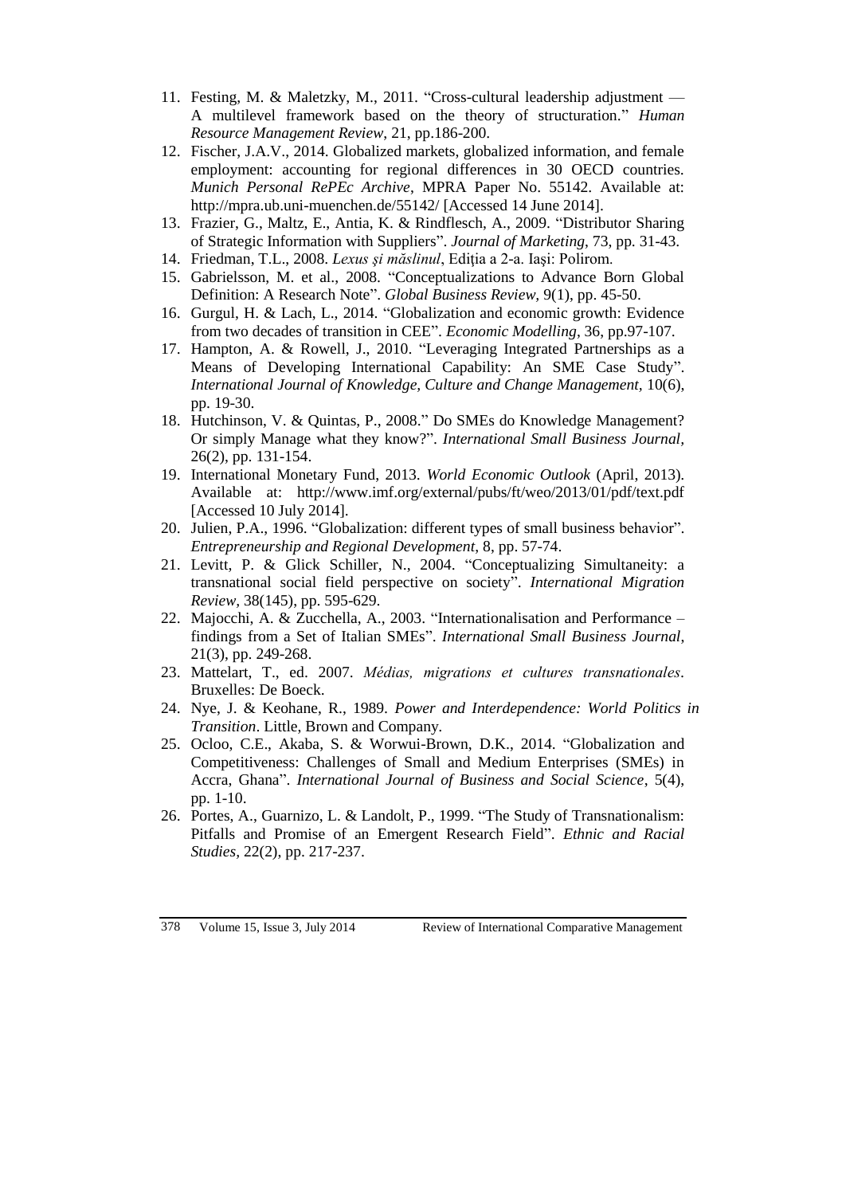11. Festing, M. & Maletzky, M., 2011. “Cross-cultural leadership adjustment — A multilevel framework based on the theory of structuration.” *Human Resource Management Review*, 21, pp.186-200.
12. Fischer, J.A.V., 2014. Globalized markets, globalized information, and female employment: accounting for regional differences in 30 OECD countries. *Munich Personal RePEc Archive*, MPRA Paper No. 55142. Available at: http://mpra.ub.uni-muenchen.de/55142/ [Accessed 14 June 2014].
13. Frazier, G., Maltz, E., Antia, K. & Rindflesch, A., 2009. “Distributor Sharing of Strategic Information with Suppliers”. *Journal of Marketing*, 73, pp. 31-43.
14. Friedman, T.L., 2008. *Lexus şi măslinul*, Ediţia a 2-a. Iaşi: Polirom.
15. Gabrielsson, M. et al., 2008. “Conceptualizations to Advance Born Global Definition: A Research Note”. *Global Business Review*, 9(1), pp. 45-50.
16. Gurgul, H. & Lach, L., 2014. “Globalization and economic growth: Evidence from two decades of transition in CEE”. *Economic Modelling*, 36, pp.97-107.
17. Hampton, A. & Rowell, J., 2010. “Leveraging Integrated Partnerships as a Means of Developing International Capability: An SME Case Study”. *International Journal of Knowledge, Culture and Change Management*, 10(6), pp. 19-30.
18. Hutchinson, V. & Quintas, P., 2008.” Do SMEs do Knowledge Management? Or simply Manage what they know?”. *International Small Business Journal*, 26(2), pp. 131-154.
19. International Monetary Fund, 2013. *World Economic Outlook* (April, 2013). Available at: http://www.imf.org/external/pubs/ft/weo/2013/01/pdf/text.pdf [Accessed 10 July 2014].
20. Julien, P.A., 1996. “Globalization: different types of small business behavior”. *Entrepreneurship and Regional Development*, 8, pp. 57-74.
21. Levitt, P. & Glick Schiller, N., 2004. “Conceptualizing Simultaneity: a transnational social field perspective on society”. *International Migration Review*, 38(145), pp. 595-629.
22. Majocchi, A. & Zucchella, A., 2003. “Internationalisation and Performance – findings from a Set of Italian SMEs”. *International Small Business Journal*, 21(3), pp. 249-268.
23. Mattelart, T., ed. 2007. *Médias, migrations et cultures transnationales*. Bruxelles: De Boeck.
24. Nye, J. & Keohane, R., 1989. *Power and Interdependence: World Politics in Transition*. Little, Brown and Company.
25. Ocloo, C.E., Akaba, S. & Worwui-Brown, D.K., 2014. “Globalization and Competitiveness: Challenges of Small and Medium Enterprises (SMEs) in Accra, Ghana”. *International Journal of Business and Social Science*, 5(4), pp. 1-10.
26. Portes, A., Guarnizo, L. & Landolt, P., 1999. “The Study of Transnationalism: Pitfalls and Promise of an Emergent Research Field”. *Ethnic and Racial Studies*, 22(2), pp. 217-237.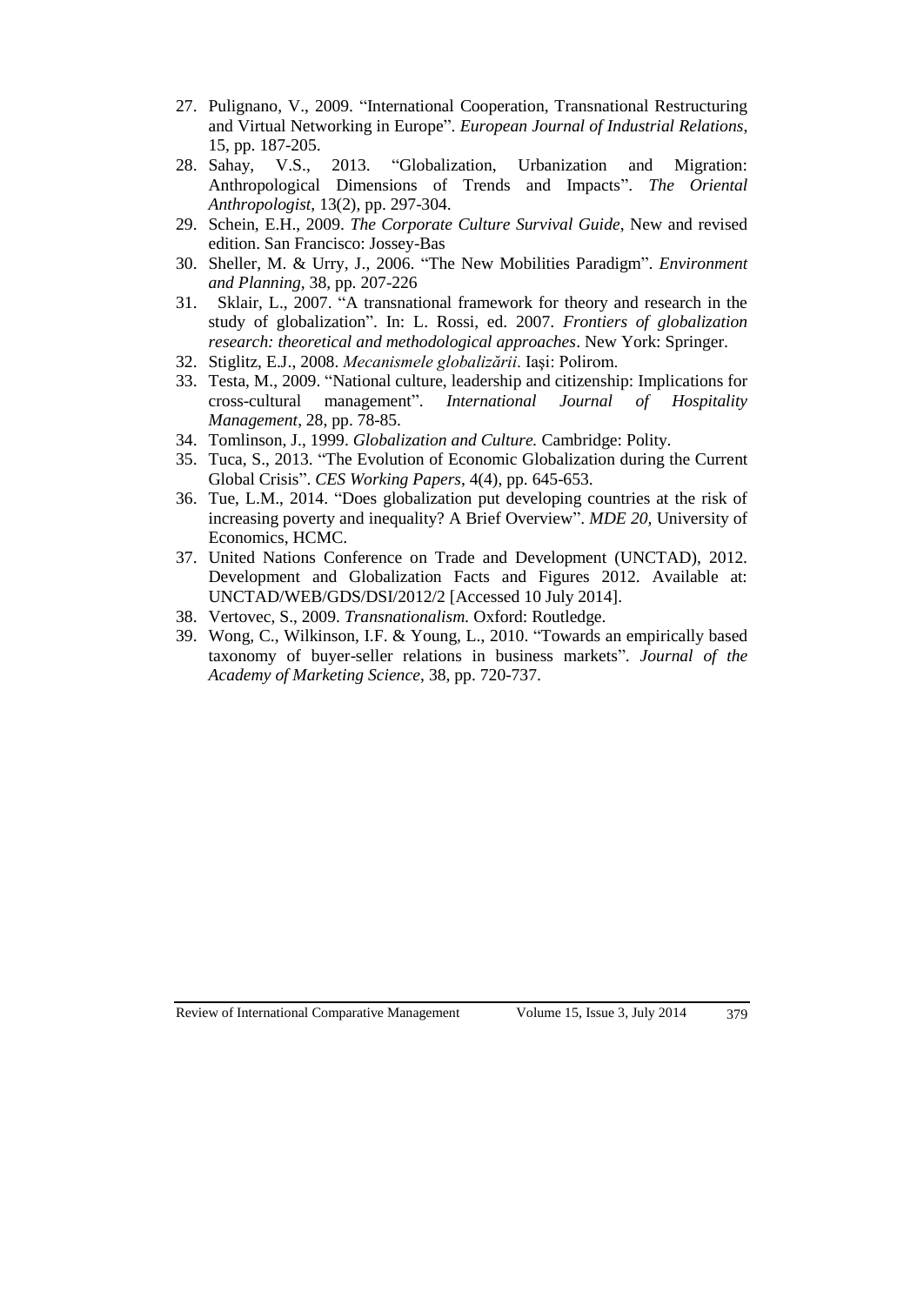27. Pulignano, V., 2009. “International Cooperation, Transnational Restructuring and Virtual Networking in Europe”. *European Journal of Industrial Relations*, 15, pp. 187-205.
28. Sahay, V.S., 2013. “Globalization, Urbanization and Migration: Anthropological Dimensions of Trends and Impacts”. *The Oriental Anthropologist*, 13(2), pp. 297-304.
29. Schein, E.H., 2009. *The Corporate Culture Survival Guide*, New and revised edition. San Francisco: Jossey-Bas
30. Sheller, M. & Urry, J., 2006. “The New Mobilities Paradigm”. *Environment and Planning*, 38, pp. 207-226
31. Sklair, L., 2007. “A transnational framework for theory and research in the study of globalization”. In: L. Rossi, ed. 2007. *Frontiers of globalization research: theoretical and methodological approaches*. New York: Springer.
32. Stiglitz, E.J., 2008. *Mecanismele globalizării.* Iaşi: Polirom.
33. Testa, M., 2009. “National culture, leadership and citizenship: Implications for cross-cultural management”. *International Journal of Hospitality Management*, 28, pp. 78-85.
34. Tomlinson, J., 1999. *Globalization and Culture.* Cambridge: Polity.
35. Tuca, S., 2013. “The Evolution of Economic Globalization during the Current Global Crisis”. *CES Working Papers*, 4(4), pp. 645-653.
36. Tue, L.M., 2014. “Does globalization put developing countries at the risk of increasing poverty and inequality? A Brief Overview”. *MDE 20*, University of Economics, HCMC.
37. United Nations Conference on Trade and Development (UNCTAD), 2012. Development and Globalization Facts and Figures 2012. Available at: UNCTAD/WEB/GDS/DSI/2012/2 [Accessed 10 July 2014].
38. Vertovec, S., 2009. *Transnationalism.* Oxford: Routledge.
39. Wong, C., Wilkinson, I.F. & Young, L., 2010. “Towards an empirically based taxonomy of buyer-seller relations in business markets”. *Journal of the Academy of Marketing Science*, 38, pp. 720-737.